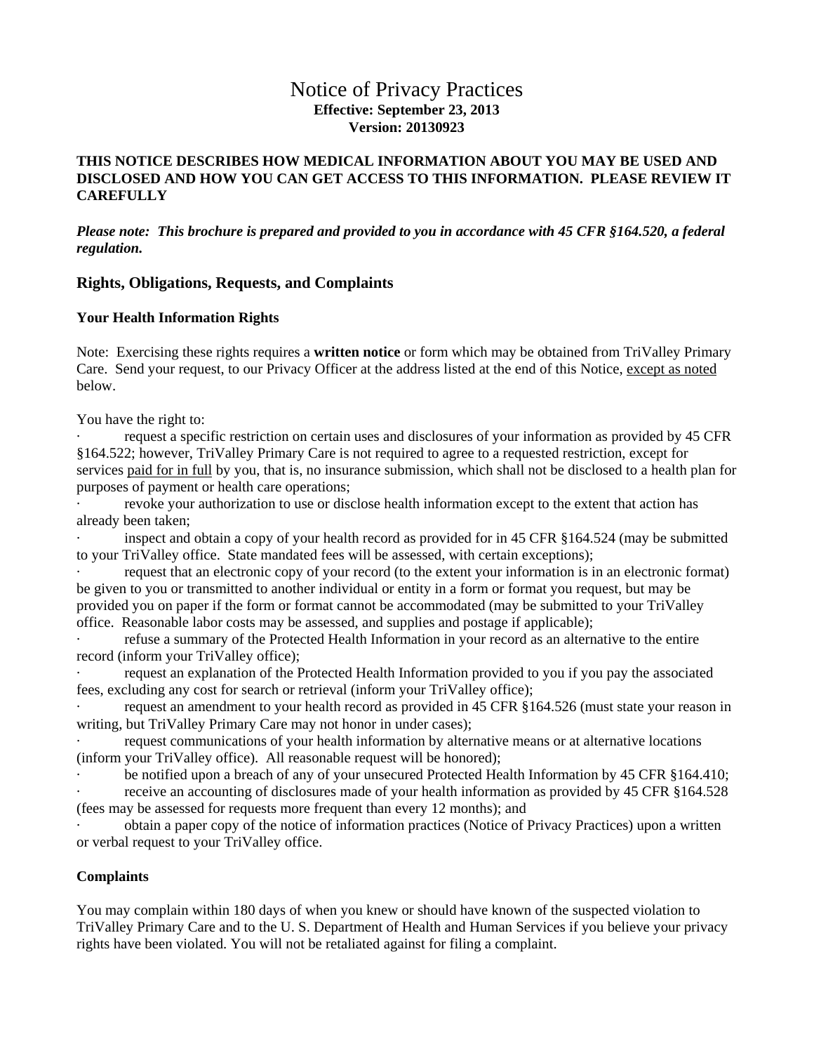# Notice of Privacy Practices

**Effective: September 23, 2013**
**Version: 20130923**

**THIS NOTICE DESCRIBES HOW MEDICAL INFORMATION ABOUT YOU MAY BE USED AND DISCLOSED AND HOW YOU CAN GET ACCESS TO THIS INFORMATION. PLEASE REVIEW IT CAREFULLY**

***Please note: This brochure is prepared and provided to you in accordance with 45 CFR §164.520, a federal regulation.***

## Rights, Obligations, Requests, and Complaints

### Your Health Information Rights

Note: Exercising these rights requires a **written notice** or form which may be obtained from TriValley Primary Care. Send your request, to our Privacy Officer at the address listed at the end of this Notice, except as noted below.

You have the right to:

- request a specific restriction on certain uses and disclosures of your information as provided by 45 CFR §164.522; however, TriValley Primary Care is not required to agree to a requested restriction, except for services paid for in full by you, that is, no insurance submission, which shall not be disclosed to a health plan for purposes of payment or health care operations;
- revoke your authorization to use or disclose health information except to the extent that action has already been taken;
- inspect and obtain a copy of your health record as provided for in 45 CFR §164.524 (may be submitted to your TriValley office. State mandated fees will be assessed, with certain exceptions);
- request that an electronic copy of your record (to the extent your information is in an electronic format) be given to you or transmitted to another individual or entity in a form or format you request, but may be provided you on paper if the form or format cannot be accommodated (may be submitted to your TriValley office. Reasonable labor costs may be assessed, and supplies and postage if applicable);
- refuse a summary of the Protected Health Information in your record as an alternative to the entire record (inform your TriValley office);
- request an explanation of the Protected Health Information provided to you if you pay the associated fees, excluding any cost for search or retrieval (inform your TriValley office);
- request an amendment to your health record as provided in 45 CFR §164.526 (must state your reason in writing, but TriValley Primary Care may not honor in under cases);
- request communications of your health information by alternative means or at alternative locations (inform your TriValley office). All reasonable request will be honored);
- be notified upon a breach of any of your unsecured Protected Health Information by 45 CFR §164.410;
- receive an accounting of disclosures made of your health information as provided by 45 CFR §164.528 (fees may be assessed for requests more frequent than every 12 months); and
- obtain a paper copy of the notice of information practices (Notice of Privacy Practices) upon a written or verbal request to your TriValley office.

### Complaints

You may complain within 180 days of when you knew or should have known of the suspected violation to TriValley Primary Care and to the U. S. Department of Health and Human Services if you believe your privacy rights have been violated. You will not be retaliated against for filing a complaint.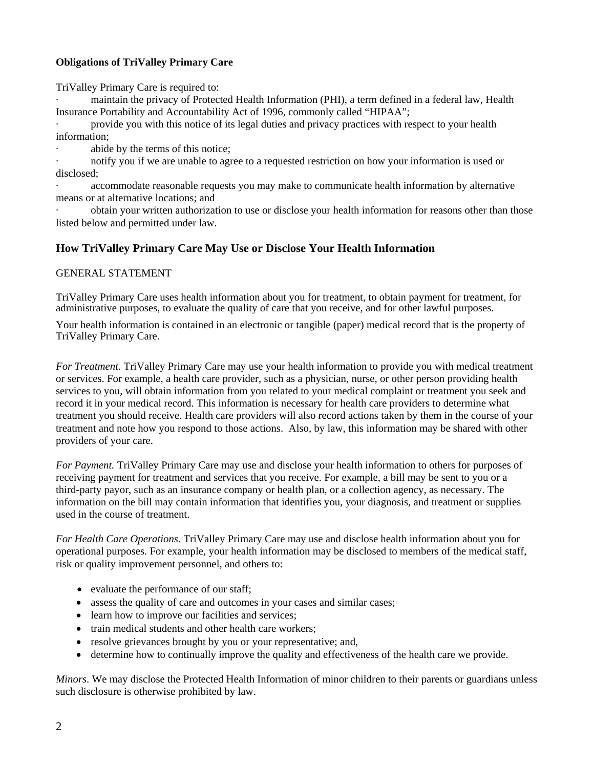**Obligations of TriValley Primary Care**

TriValley Primary Care is required to:

- maintain the privacy of Protected Health Information (PHI), a term defined in a federal law, Health Insurance Portability and Accountability Act of 1996, commonly called "HIPAA";
- provide you with this notice of its legal duties and privacy practices with respect to your health information;
- abide by the terms of this notice;
- notify you if we are unable to agree to a requested restriction on how your information is used or disclosed;
- accommodate reasonable requests you may make to communicate health information by alternative means or at alternative locations; and
- obtain your written authorization to use or disclose your health information for reasons other than those listed below and permitted under law.

## How TriValley Primary Care May Use or Disclose Your Health Information

GENERAL STATEMENT

TriValley Primary Care uses health information about you for treatment, to obtain payment for treatment, for administrative purposes, to evaluate the quality of care that you receive, and for other lawful purposes.

Your health information is contained in an electronic or tangible (paper) medical record that is the property of TriValley Primary Care.

*For Treatment.* TriValley Primary Care may use your health information to provide you with medical treatment or services. For example, a health care provider, such as a physician, nurse, or other person providing health services to you, will obtain information from you related to your medical complaint or treatment you seek and record it in your medical record. This information is necessary for health care providers to determine what treatment you should receive. Health care providers will also record actions taken by them in the course of your treatment and note how you respond to those actions. Also, by law, this information may be shared with other providers of your care.

*For Payment.* TriValley Primary Care may use and disclose your health information to others for purposes of receiving payment for treatment and services that you receive. For example, a bill may be sent to you or a third-party payor, such as an insurance company or health plan, or a collection agency, as necessary. The information on the bill may contain information that identifies you, your diagnosis, and treatment or supplies used in the course of treatment.

*For Health Care Operations.* TriValley Primary Care may use and disclose health information about you for operational purposes. For example, your health information may be disclosed to members of the medical staff, risk or quality improvement personnel, and others to:

- evaluate the performance of our staff;
- assess the quality of care and outcomes in your cases and similar cases;
- learn how to improve our facilities and services;
- train medical students and other health care workers;
- resolve grievances brought by you or your representative; and,
- determine how to continually improve the quality and effectiveness of the health care we provide.

*Minors*. We may disclose the Protected Health Information of minor children to their parents or guardians unless such disclosure is otherwise prohibited by law.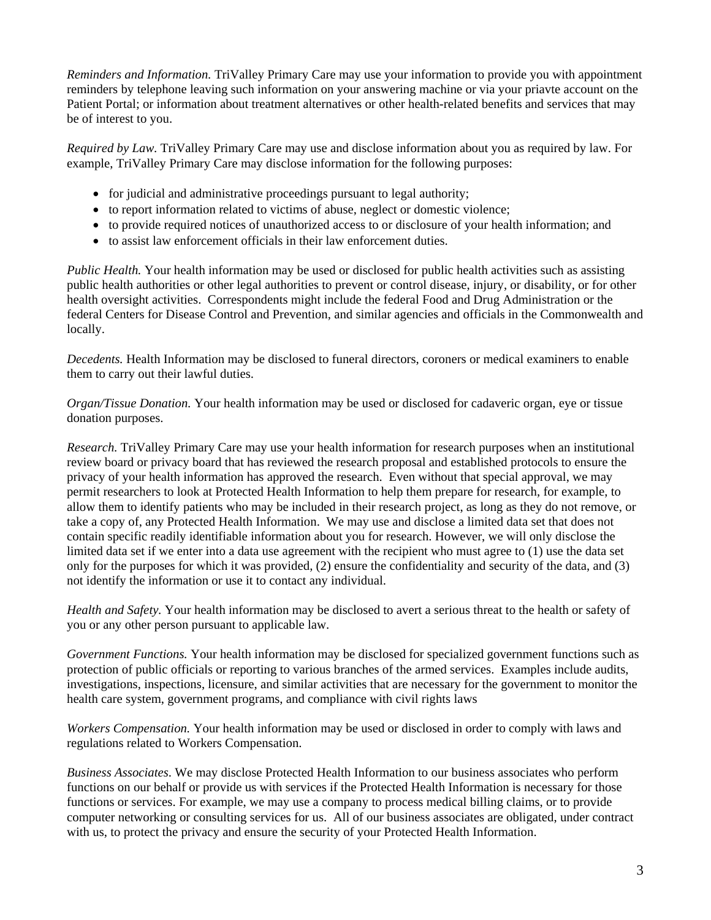*Reminders and Information.* TriValley Primary Care may use your information to provide you with appointment reminders by telephone leaving such information on your answering machine or via your priavte account on the Patient Portal; or information about treatment alternatives or other health-related benefits and services that may be of interest to you.

*Required by Law.* TriValley Primary Care may use and disclose information about you as required by law. For example, TriValley Primary Care may disclose information for the following purposes:

- for judicial and administrative proceedings pursuant to legal authority;
- to report information related to victims of abuse, neglect or domestic violence;
- to provide required notices of unauthorized access to or disclosure of your health information; and
- to assist law enforcement officials in their law enforcement duties.

*Public Health.* Your health information may be used or disclosed for public health activities such as assisting public health authorities or other legal authorities to prevent or control disease, injury, or disability, or for other health oversight activities. Correspondents might include the federal Food and Drug Administration or the federal Centers for Disease Control and Prevention, and similar agencies and officials in the Commonwealth and locally.

*Decedents.* Health Information may be disclosed to funeral directors, coroners or medical examiners to enable them to carry out their lawful duties.

*Organ/Tissue Donation.* Your health information may be used or disclosed for cadaveric organ, eye or tissue donation purposes.

*Research.* TriValley Primary Care may use your health information for research purposes when an institutional review board or privacy board that has reviewed the research proposal and established protocols to ensure the privacy of your health information has approved the research. Even without that special approval, we may permit researchers to look at Protected Health Information to help them prepare for research, for example, to allow them to identify patients who may be included in their research project, as long as they do not remove, or take a copy of, any Protected Health Information. We may use and disclose a limited data set that does not contain specific readily identifiable information about you for research. However, we will only disclose the limited data set if we enter into a data use agreement with the recipient who must agree to (1) use the data set only for the purposes for which it was provided, (2) ensure the confidentiality and security of the data, and (3) not identify the information or use it to contact any individual.

*Health and Safety.* Your health information may be disclosed to avert a serious threat to the health or safety of you or any other person pursuant to applicable law.

*Government Functions.* Your health information may be disclosed for specialized government functions such as protection of public officials or reporting to various branches of the armed services. Examples include audits, investigations, inspections, licensure, and similar activities that are necessary for the government to monitor the health care system, government programs, and compliance with civil rights laws

*Workers Compensation.* Your health information may be used or disclosed in order to comply with laws and regulations related to Workers Compensation.

*Business Associates*. We may disclose Protected Health Information to our business associates who perform functions on our behalf or provide us with services if the Protected Health Information is necessary for those functions or services. For example, we may use a company to process medical billing claims, or to provide computer networking or consulting services for us. All of our business associates are obligated, under contract with us, to protect the privacy and ensure the security of your Protected Health Information.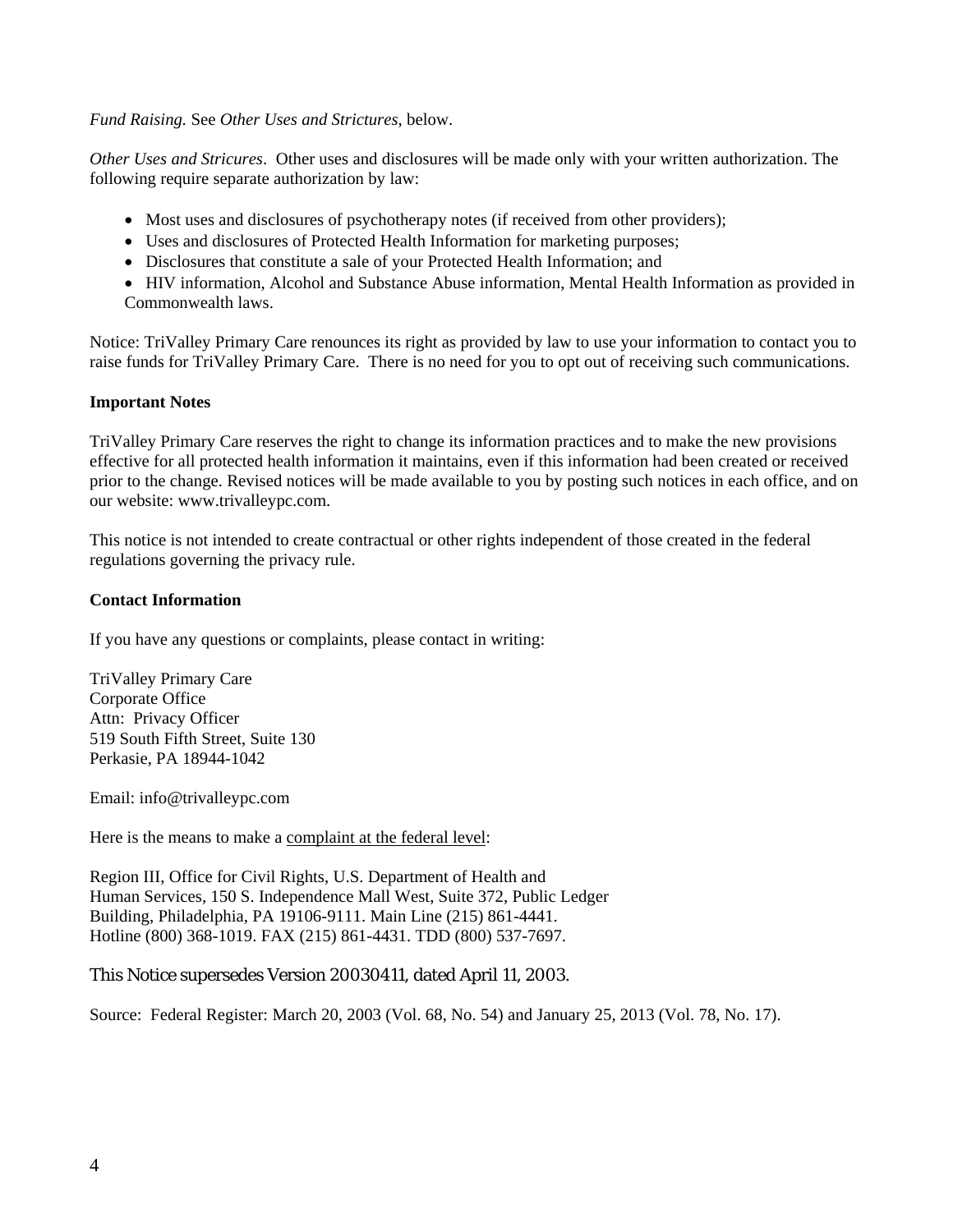*Fund Raising.* See *Other Uses and Strictures*, below.

*Other Uses and Stricures*. Other uses and disclosures will be made only with your written authorization. The following require separate authorization by law:

- Most uses and disclosures of psychotherapy notes (if received from other providers);
- Uses and disclosures of Protected Health Information for marketing purposes;
- Disclosures that constitute a sale of your Protected Health Information; and
- HIV information, Alcohol and Substance Abuse information, Mental Health Information as provided in Commonwealth laws.

Notice: TriValley Primary Care renounces its right as provided by law to use your information to contact you to raise funds for TriValley Primary Care. There is no need for you to opt out of receiving such communications.

**Important Notes**

TriValley Primary Care reserves the right to change its information practices and to make the new provisions effective for all protected health information it maintains, even if this information had been created or received prior to the change. Revised notices will be made available to you by posting such notices in each office, and on our website: www.trivalleypc.com.

This notice is not intended to create contractual or other rights independent of those created in the federal regulations governing the privacy rule.

**Contact Information**

If you have any questions or complaints, please contact in writing:

TriValley Primary Care
Corporate Office
Attn: Privacy Officer
519 South Fifth Street, Suite 130
Perkasie, PA 18944-1042

Email: info@trivalleypc.com

Here is the means to make a complaint at the federal level:

Region III, Office for Civil Rights, U.S. Department of Health and Human Services, 150 S. Independence Mall West, Suite 372, Public Ledger Building, Philadelphia, PA 19106-9111. Main Line (215) 861-4441. Hotline (800) 368-1019. FAX (215) 861-4431. TDD (800) 537-7697.

This Notice supersedes Version 20030411, dated April 11, 2003.

Source: Federal Register: March 20, 2003 (Vol. 68, No. 54) and January 25, 2013 (Vol. 78, No. 17).